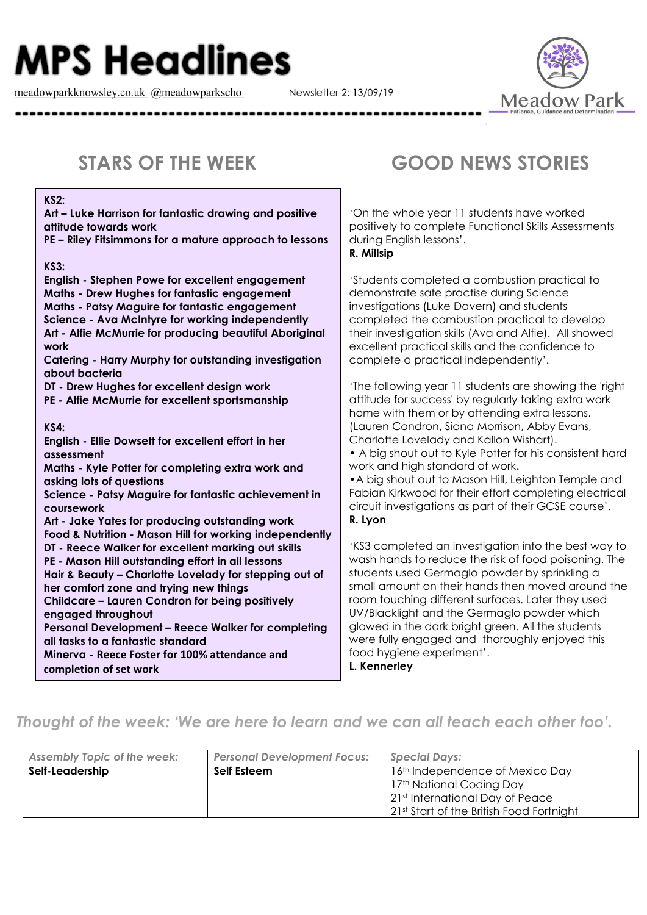# MPS Headlines

meadowparkknowsley.co.uk @meadowparkscho

Newsletter 2: 13/09/19

Meadow Park
Patience, Guidance and Determination

## STARS OF THE WEEK

**KS2:**

**Art – Luke Harrison for fantastic drawing and positive attitude towards work**
**PE – Riley Fitsimmons for a mature approach to lessons**

**KS3:**

**English - Stephen Powe for excellent engagement**
**Maths - Drew Hughes for fantastic engagement**
**Maths - Patsy Maguire for fantastic engagement**
**Science - Ava McIntyre for working independently**
**Art - Alfie McMurrie for producing beautiful Aboriginal work**
**Catering - Harry Murphy for outstanding investigation about bacteria**
**DT - Drew Hughes for excellent design work**
**PE - Alfie McMurrie for excellent sportsmanship**

**KS4:**

**English - Ellie Dowsett for excellent effort in her assessment**
**Maths - Kyle Potter for completing extra work and asking lots of questions**
**Science - Patsy Maguire for fantastic achievement in coursework**
**Art - Jake Yates for producing outstanding work**
**Food & Nutrition - Mason Hill for working independently**
**DT - Reece Walker for excellent marking out skills**
**PE - Mason Hill outstanding effort in all lessons**
**Hair & Beauty – Charlotte Lovelady for stepping out of her comfort zone and trying new things**
**Childcare – Lauren Condron for being positively engaged throughout**
**Personal Development – Reece Walker for completing all tasks to a fantastic standard**
**Minerva - Reece Foster for 100% attendance and completion of set work**

## GOOD NEWS STORIES

'On the whole year 11 students have worked positively to complete Functional Skills Assessments during English lessons'.
**R. Millsip**

'Students completed a combustion practical to demonstrate safe practise during Science investigations (Luke Davern) and students completed the combustion practical to develop their investigation skills (Ava and Alfie). All showed excellent practical skills and the confidence to complete a practical independently'.

'The following year 11 students are showing the 'right attitude for success' by regularly taking extra work home with them or by attending extra lessons. (Lauren Condron, Siana Morrison, Abby Evans, Charlotte Lovelady and Kallon Wishart).

- A big shout out to Kyle Potter for his consistent hard work and high standard of work.
- A big shout out to Mason Hill, Leighton Temple and Fabian Kirkwood for their effort completing electrical circuit investigations as part of their GCSE course'.

**R. Lyon**

'KS3 completed an investigation into the best way to wash hands to reduce the risk of food poisoning. The students used Germaglo powder by sprinkling a small amount on their hands then moved around the room touching different surfaces. Later they used UV/Blacklight and the Germaglo powder which glowed in the dark bright green. All the students were fully engaged and thoroughly enjoyed this food hygiene experiment'.
**L. Kennerley**

*Thought of the week: 'We are here to learn and we can all teach each other too'.*

| *Assembly Topic of the week:* | *Personal Development Focus:* | *Special Days:* |
|---|---|---|
| **Self-Leadership** | **Self Esteem** | 16th Independence of Mexico Day<br>17th National Coding Day<br>21st International Day of Peace<br>21st Start of the British Food Fortnight |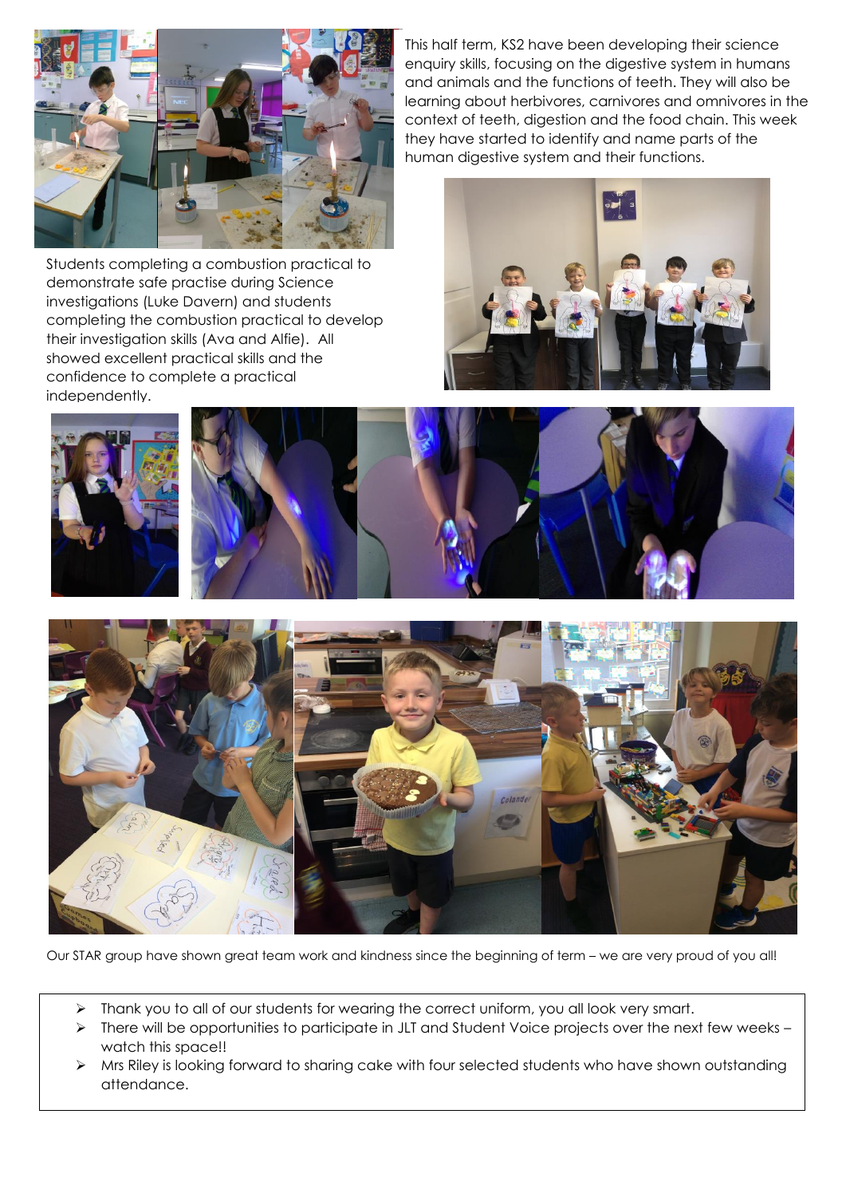This half term, KS2 have been developing their science enquiry skills, focusing on the digestive system in humans and animals and the functions of teeth. They will also be learning about herbivores, carnivores and omnivores in the context of teeth, digestion and the food chain. This week they have started to identify and name parts of the human digestive system and their functions.

Students completing a combustion practical to demonstrate safe practise during Science investigations (Luke Davern) and students completing the combustion practical to develop their investigation skills (Ava and Alfie). All showed excellent practical skills and the confidence to complete a practical independently.

Our STAR group have shown great team work and kindness since the beginning of term – we are very proud of you all!

- Thank you to all of our students for wearing the correct uniform, you all look very smart.
- There will be opportunities to participate in JLT and Student Voice projects over the next few weeks – watch this space!!
- Mrs Riley is looking forward to sharing cake with four selected students who have shown outstanding attendance.